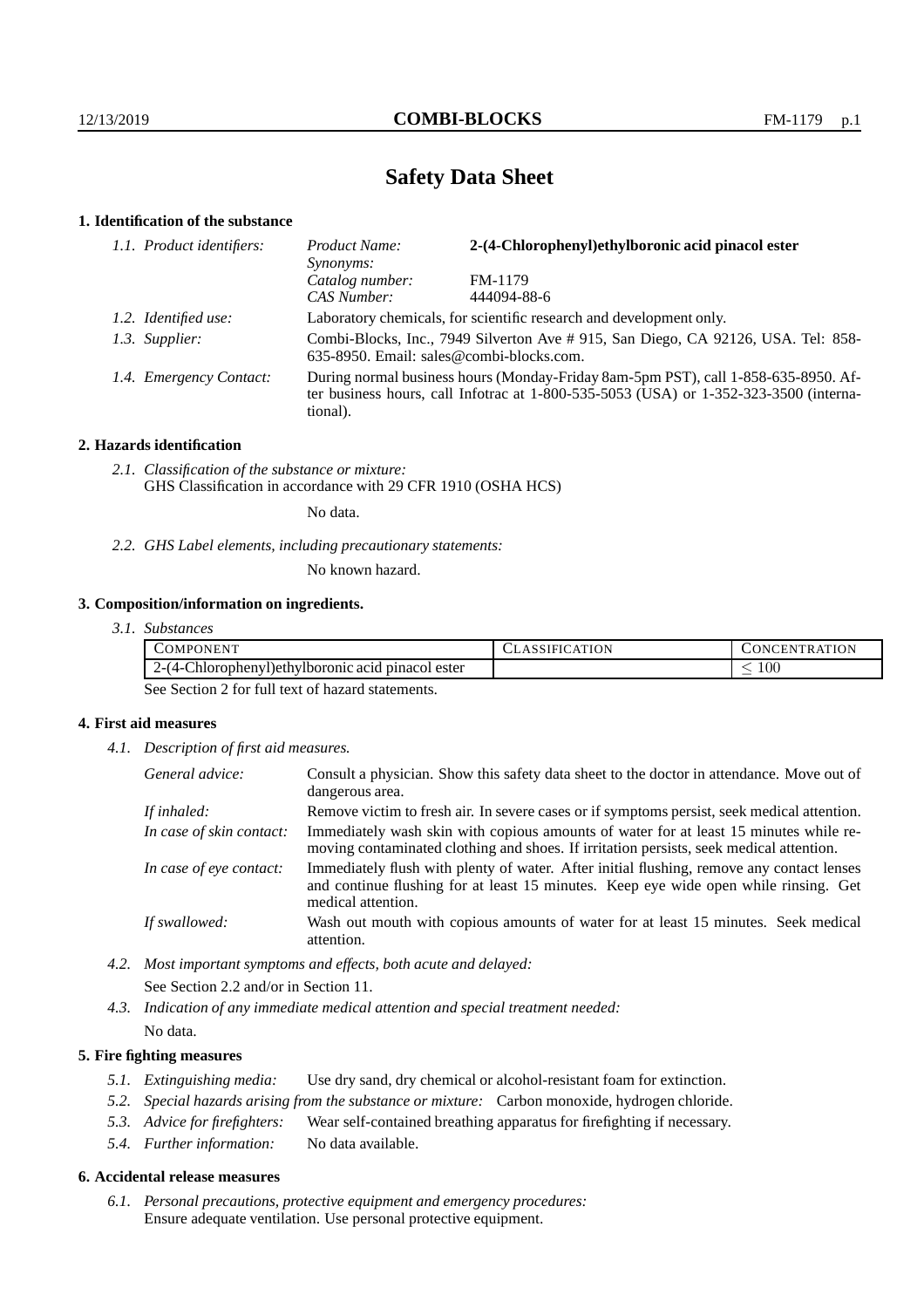# Safety Data Sheet

## 1. Identification of the substance

*1.1. Product identifiers:*

| | |
|---|---|
| *Product Name:* | **2-(4-Chlorophenyl)ethylboronic acid pinacol ester** |
| *Synonyms:* | |
| *Catalog number:* | FM-1179 |
| *CAS Number:* | 444094-88-6 |

*1.2. Identified use:* Laboratory chemicals, for scientific research and development only.

*1.3. Supplier:* Combi-Blocks, Inc., 7949 Silverton Ave # 915, San Diego, CA 92126, USA. Tel: 858-635-8950. Email: sales@combi-blocks.com.

*1.4. Emergency Contact:* During normal business hours (Monday-Friday 8am-5pm PST), call 1-858-635-8950. After business hours, call Infotrac at 1-800-535-5053 (USA) or 1-352-323-3500 (international).

## 2. Hazards identification

*2.1. Classification of the substance or mixture:*
GHS Classification in accordance with 29 CFR 1910 (OSHA HCS)

No data.

*2.2. GHS Label elements, including precautionary statements:*

No known hazard.

## 3. Composition/information on ingredients.

*3.1. Substances*

| COMPONENT | CLASSIFICATION | CONCENTRATION |
|---|---|---|
| 2-(4-Chlorophenyl)ethylboronic acid pinacol ester | | $\leq 100$ |

See Section 2 for full text of hazard statements.

## 4. First aid measures

*4.1. Description of first aid measures.*

*General advice:* Consult a physician. Show this safety data sheet to the doctor in attendance. Move out of dangerous area.

*If inhaled:* Remove victim to fresh air. In severe cases or if symptoms persist, seek medical attention.

*In case of skin contact:* Immediately wash skin with copious amounts of water for at least 15 minutes while removing contaminated clothing and shoes. If irritation persists, seek medical attention.

*In case of eye contact:* Immediately flush with plenty of water. After initial flushing, remove any contact lenses and continue flushing for at least 15 minutes. Keep eye wide open while rinsing. Get medical attention.

*If swallowed:* Wash out mouth with copious amounts of water for at least 15 minutes. Seek medical attention.

*4.2. Most important symptoms and effects, both acute and delayed:*

See Section 2.2 and/or in Section 11.

*4.3. Indication of any immediate medical attention and special treatment needed:*

No data.

## 5. Fire fighting measures

*5.1. Extinguishing media:* Use dry sand, dry chemical or alcohol-resistant foam for extinction.

*5.2. Special hazards arising from the substance or mixture:* Carbon monoxide, hydrogen chloride.

*5.3. Advice for firefighters:* Wear self-contained breathing apparatus for firefighting if necessary.

*5.4. Further information:* No data available.

## 6. Accidental release measures

*6.1. Personal precautions, protective equipment and emergency procedures:*
Ensure adequate ventilation. Use personal protective equipment.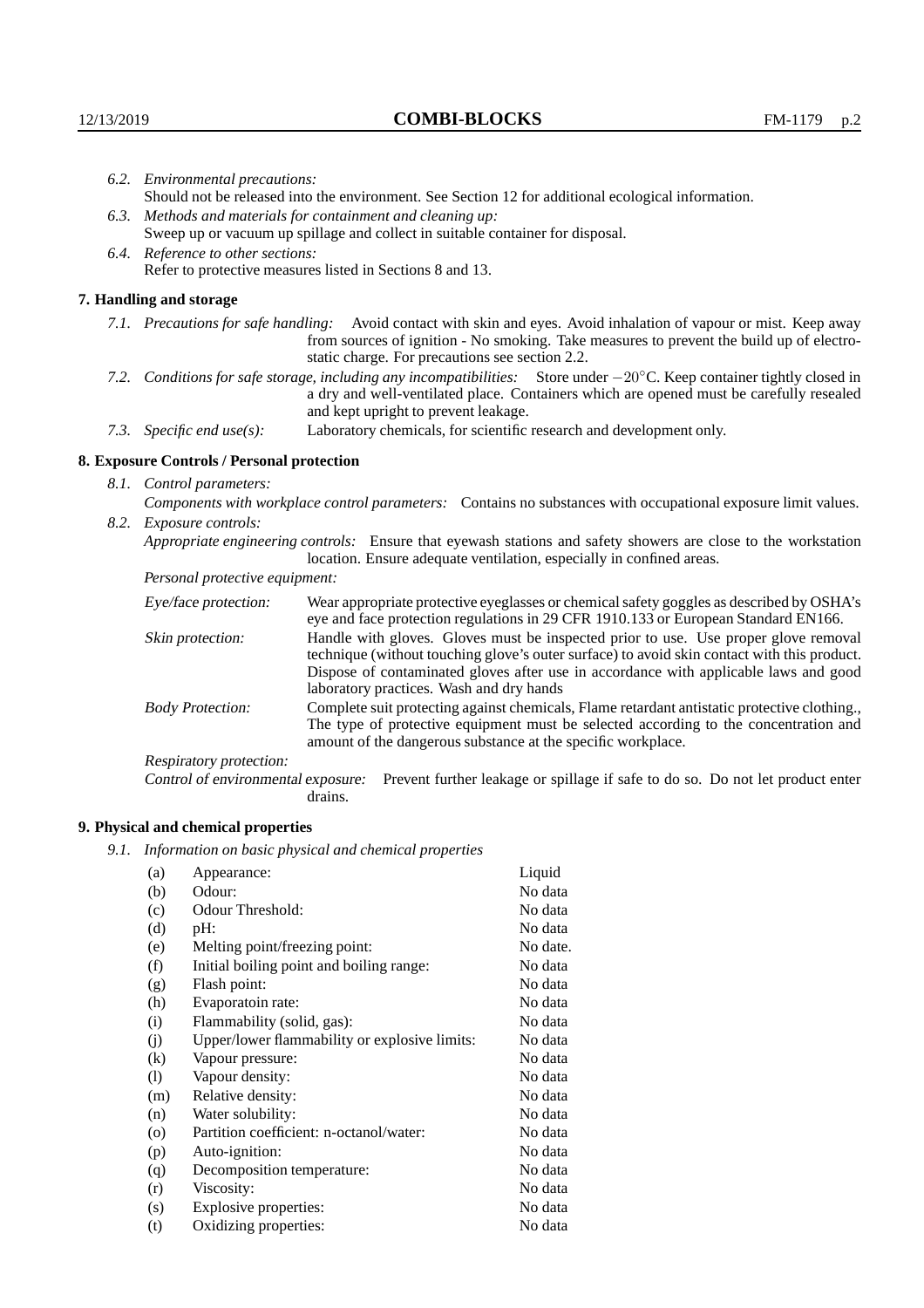*6.2. Environmental precautions:*
Should not be released into the environment. See Section 12 for additional ecological information.

*6.3. Methods and materials for containment and cleaning up:*
Sweep up or vacuum up spillage and collect in suitable container for disposal.

*6.4. Reference to other sections:*
Refer to protective measures listed in Sections 8 and 13.

## 7. Handling and storage

*7.1. Precautions for safe handling:* Avoid contact with skin and eyes. Avoid inhalation of vapour or mist. Keep away from sources of ignition - No smoking. Take measures to prevent the build up of electrostatic charge. For precautions see section 2.2.

*7.2. Conditions for safe storage, including any incompatibilities:* Store under $-20^{\circ}$C. Keep container tightly closed in a dry and well-ventilated place. Containers which are opened must be carefully resealed and kept upright to prevent leakage.

*7.3. Specific end use(s):* Laboratory chemicals, for scientific research and development only.

## 8. Exposure Controls / Personal protection

*8.1. Control parameters:*
*Components with workplace control parameters:* Contains no substances with occupational exposure limit values.

*8.2. Exposure controls:*
*Appropriate engineering controls:* Ensure that eyewash stations and safety showers are close to the workstation location. Ensure adequate ventilation, especially in confined areas.

*Personal protective equipment:*

*Eye/face protection:* Wear appropriate protective eyeglasses or chemical safety goggles as described by OSHA's eye and face protection regulations in 29 CFR 1910.133 or European Standard EN166.

*Skin protection:* Handle with gloves. Gloves must be inspected prior to use. Use proper glove removal technique (without touching glove's outer surface) to avoid skin contact with this product. Dispose of contaminated gloves after use in accordance with applicable laws and good laboratory practices. Wash and dry hands

*Body Protection:* Complete suit protecting against chemicals, Flame retardant antistatic protective clothing., The type of protective equipment must be selected according to the concentration and amount of the dangerous substance at the specific workplace.

*Respiratory protection:*

*Control of environmental exposure:* Prevent further leakage or spillage if safe to do so. Do not let product enter drains.

## 9. Physical and chemical properties

*9.1. Information on basic physical and chemical properties*

| | | |
|---|---|---|
| (a) | Appearance: | Liquid |
| (b) | Odour: | No data |
| (c) | Odour Threshold: | No data |
| (d) | pH: | No data |
| (e) | Melting point/freezing point: | No date. |
| (f) | Initial boiling point and boiling range: | No data |
| (g) | Flash point: | No data |
| (h) | Evaporatoin rate: | No data |
| (i) | Flammability (solid, gas): | No data |
| (j) | Upper/lower flammability or explosive limits: | No data |
| (k) | Vapour pressure: | No data |
| (l) | Vapour density: | No data |
| (m) | Relative density: | No data |
| (n) | Water solubility: | No data |
| (o) | Partition coefficient: n-octanol/water: | No data |
| (p) | Auto-ignition: | No data |
| (q) | Decomposition temperature: | No data |
| (r) | Viscosity: | No data |
| (s) | Explosive properties: | No data |
| (t) | Oxidizing properties: | No data |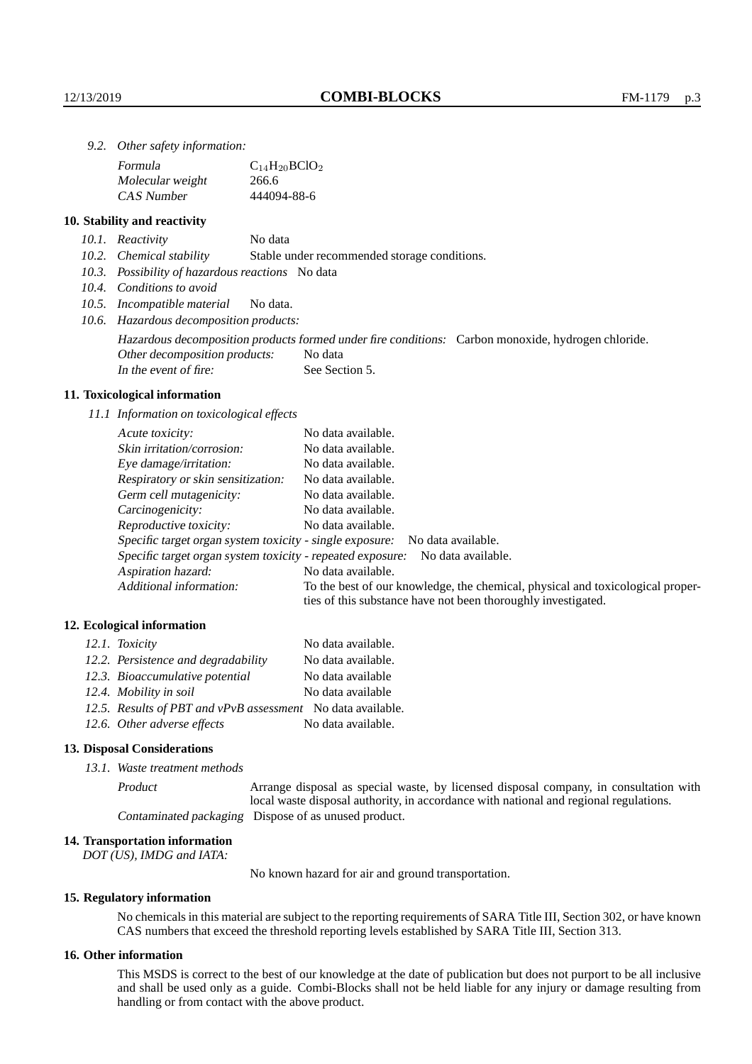*9.2. Other safety information:*

| | |
|---|---|
| *Formula* | $C_{14}H_{20}BClO_2$ |
| *Molecular weight* | 266.6 |
| *CAS Number* | 444094-88-6 |

## 10. Stability and reactivity

*10.1. Reactivity* No data

*10.2. Chemical stability* Stable under recommended storage conditions.

*10.3. Possibility of hazardous reactions* No data

*10.4. Conditions to avoid*

*10.5. Incompatible material* No data.

*10.6. Hazardous decomposition products:*

*Hazardous decomposition products formed under fire conditions:* Carbon monoxide, hydrogen chloride.

*Other decomposition products:* No data

*In the event of fire:* See Section 5.

## 11. Toxicological information

*11.1 Information on toxicological effects*

| | |
|---|---|
| *Acute toxicity:* | No data available. |
| *Skin irritation/corrosion:* | No data available. |
| *Eye damage/irritation:* | No data available. |
| *Respiratory or skin sensitization:* | No data available. |
| *Germ cell mutagenicity:* | No data available. |
| *Carcinogenicity:* | No data available. |
| *Reproductive toxicity:* | No data available. |
| *Specific target organ system toxicity - single exposure:* | No data available. |
| *Specific target organ system toxicity - repeated exposure:* | No data available. |
| *Aspiration hazard:* | No data available. |
| *Additional information:* | To the best of our knowledge, the chemical, physical and toxicological properties of this substance have not been thoroughly investigated. |

## 12. Ecological information

| | |
|---|---|
| *12.1. Toxicity* | No data available. |
| *12.2. Persistence and degradability* | No data available. |
| *12.3. Bioaccumulative potential* | No data available |
| *12.4. Mobility in soil* | No data available |
| *12.5. Results of PBT and vPvB assessment* | No data available. |
| *12.6. Other adverse effects* | No data available. |

## 13. Disposal Considerations

*13.1. Waste treatment methods*

*Product* Arrange disposal as special waste, by licensed disposal company, in consultation with local waste disposal authority, in accordance with national and regional regulations.

*Contaminated packaging* Dispose of as unused product.

## 14. Transportation information

*DOT (US), IMDG and IATA:*

No known hazard for air and ground transportation.

## 15. Regulatory information

No chemicals in this material are subject to the reporting requirements of SARA Title III, Section 302, or have known CAS numbers that exceed the threshold reporting levels established by SARA Title III, Section 313.

## 16. Other information

This MSDS is correct to the best of our knowledge at the date of publication but does not purport to be all inclusive and shall be used only as a guide. Combi-Blocks shall not be held liable for any injury or damage resulting from handling or from contact with the above product.